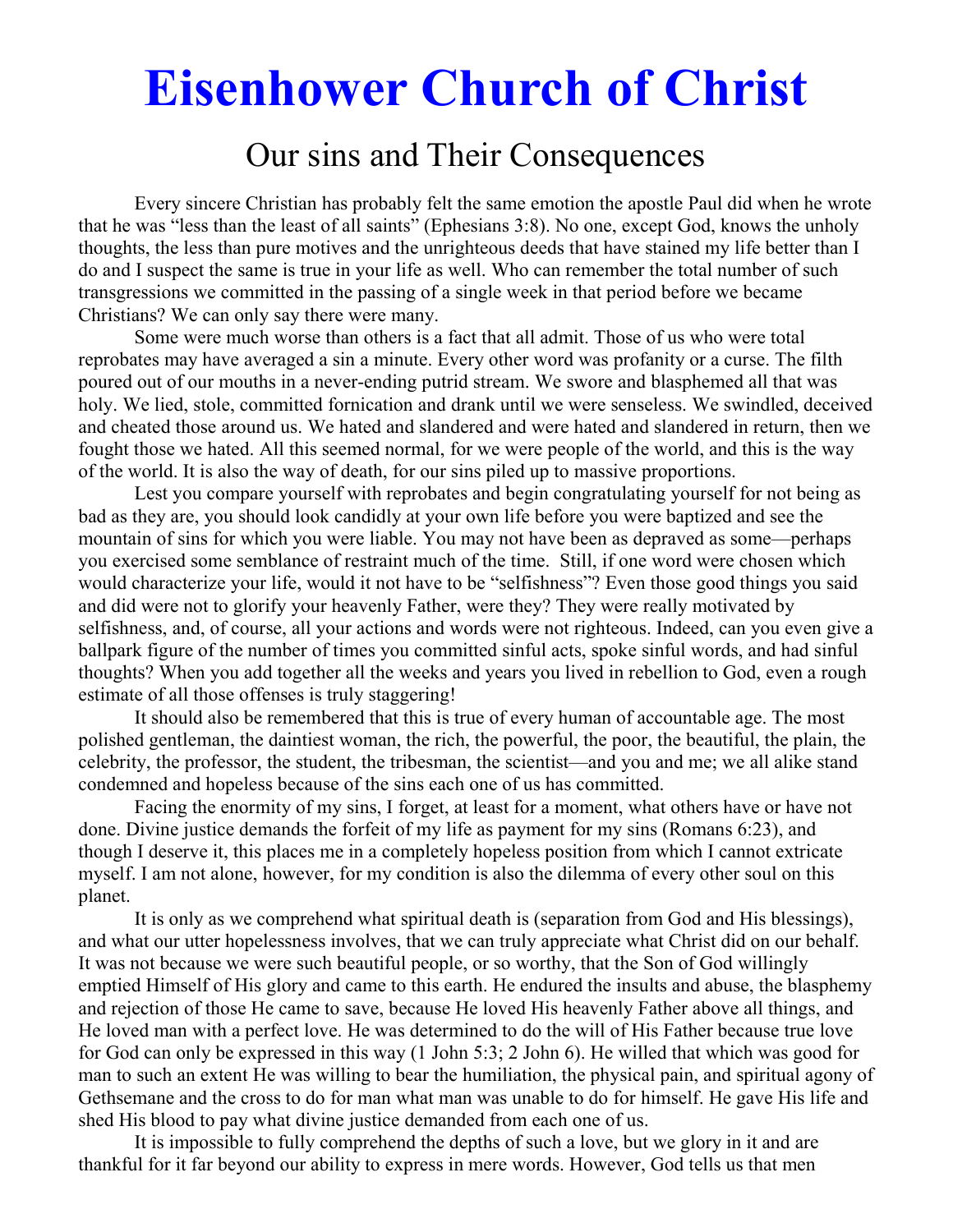# Eisenhower Church of Christ

## Our sins and Their Consequences

Every sincere Christian has probably felt the same emotion the apostle Paul did when he wrote that he was "less than the least of all saints" (Ephesians 3:8). No one, except God, knows the unholy thoughts, the less than pure motives and the unrighteous deeds that have stained my life better than I do and I suspect the same is true in your life as well. Who can remember the total number of such transgressions we committed in the passing of a single week in that period before we became Christians? We can only say there were many.

Some were much worse than others is a fact that all admit. Those of us who were total reprobates may have averaged a sin a minute. Every other word was profanity or a curse. The filth poured out of our mouths in a never-ending putrid stream. We swore and blasphemed all that was holy. We lied, stole, committed fornication and drank until we were senseless. We swindled, deceived and cheated those around us. We hated and slandered and were hated and slandered in return, then we fought those we hated. All this seemed normal, for we were people of the world, and this is the way of the world. It is also the way of death, for our sins piled up to massive proportions.

Lest you compare yourself with reprobates and begin congratulating yourself for not being as bad as they are, you should look candidly at your own life before you were baptized and see the mountain of sins for which you were liable. You may not have been as depraved as some—perhaps you exercised some semblance of restraint much of the time. Still, if one word were chosen which would characterize your life, would it not have to be "selfishness"? Even those good things you said and did were not to glorify your heavenly Father, were they? They were really motivated by selfishness, and, of course, all your actions and words were not righteous. Indeed, can you even give a ballpark figure of the number of times you committed sinful acts, spoke sinful words, and had sinful thoughts? When you add together all the weeks and years you lived in rebellion to God, even a rough estimate of all those offenses is truly staggering!

It should also be remembered that this is true of every human of accountable age. The most polished gentleman, the daintiest woman, the rich, the powerful, the poor, the beautiful, the plain, the celebrity, the professor, the student, the tribesman, the scientist—and you and me; we all alike stand condemned and hopeless because of the sins each one of us has committed.

Facing the enormity of my sins, I forget, at least for a moment, what others have or have not done. Divine justice demands the forfeit of my life as payment for my sins (Romans 6:23), and though I deserve it, this places me in a completely hopeless position from which I cannot extricate myself. I am not alone, however, for my condition is also the dilemma of every other soul on this planet.

It is only as we comprehend what spiritual death is (separation from God and His blessings), and what our utter hopelessness involves, that we can truly appreciate what Christ did on our behalf. It was not because we were such beautiful people, or so worthy, that the Son of God willingly emptied Himself of His glory and came to this earth. He endured the insults and abuse, the blasphemy and rejection of those He came to save, because He loved His heavenly Father above all things, and He loved man with a perfect love. He was determined to do the will of His Father because true love for God can only be expressed in this way (1 John 5:3; 2 John 6). He willed that which was good for man to such an extent He was willing to bear the humiliation, the physical pain, and spiritual agony of Gethsemane and the cross to do for man what man was unable to do for himself. He gave His life and shed His blood to pay what divine justice demanded from each one of us.

It is impossible to fully comprehend the depths of such a love, but we glory in it and are thankful for it far beyond our ability to express in mere words. However, God tells us that men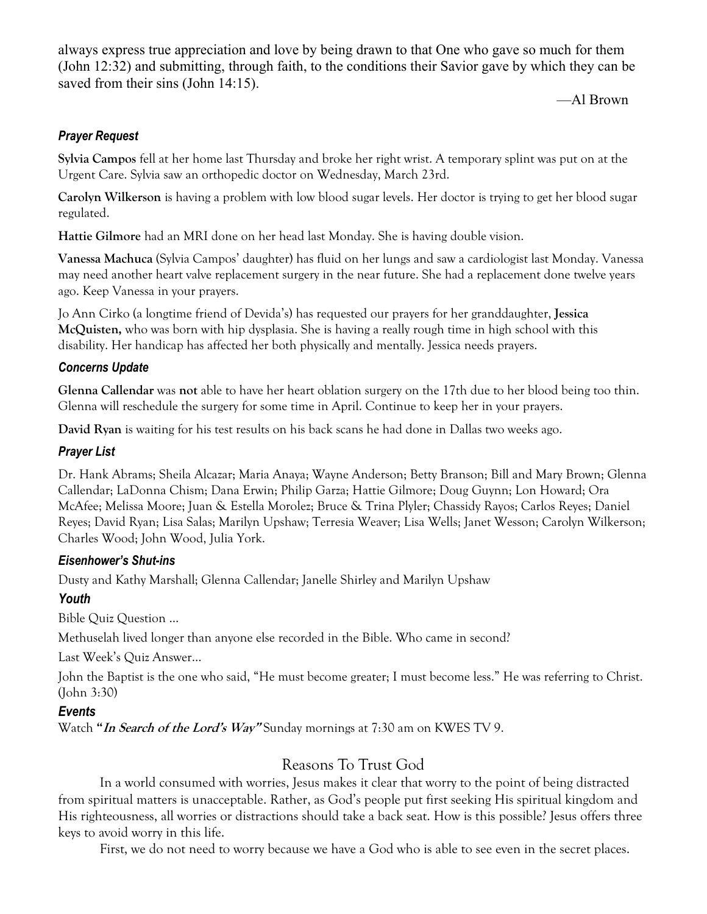always express true appreciation and love by being drawn to that One who gave so much for them (John 12:32) and submitting, through faith, to the conditions their Savior gave by which they can be saved from their sins (John 14:15).

—Al Brown

### *Prayer Request*

**Sylvia Campos** fell at her home last Thursday and broke her right wrist. A temporary splint was put on at the Urgent Care. Sylvia saw an orthopedic doctor on Wednesday, March 23rd.

**Carolyn Wilkerson** is having a problem with low blood sugar levels. Her doctor is trying to get her blood sugar regulated.

**Hattie Gilmore** had an MRI done on her head last Monday. She is having double vision.

**Vanessa Machuca** (Sylvia Campos' daughter) has fluid on her lungs and saw a cardiologist last Monday. Vanessa may need another heart valve replacement surgery in the near future. She had a replacement done twelve years ago. Keep Vanessa in your prayers.

Jo Ann Cirko (a longtime friend of Devida's) has requested our prayers for her granddaughter, **Jessica McQuisten,** who was born with hip dysplasia. She is having a really rough time in high school with this disability. Her handicap has affected her both physically and mentally. Jessica needs prayers.

### *Concerns Update*

**Glenna Callendar** was **not** able to have her heart oblation surgery on the 17th due to her blood being too thin. Glenna will reschedule the surgery for some time in April. Continue to keep her in your prayers.

**David Ryan** is waiting for his test results on his back scans he had done in Dallas two weeks ago.

### *Prayer List*

Dr. Hank Abrams; Sheila Alcazar; Maria Anaya; Wayne Anderson; Betty Branson; Bill and Mary Brown; Glenna Callendar; LaDonna Chism; Dana Erwin; Philip Garza; Hattie Gilmore; Doug Guynn; Lon Howard; Ora McAfee; Melissa Moore; Juan & Estella Morolez; Bruce & Trina Plyler; Chassidy Rayos; Carlos Reyes; Daniel Reyes; David Ryan; Lisa Salas; Marilyn Upshaw; Terresia Weaver; Lisa Wells; Janet Wesson; Carolyn Wilkerson; Charles Wood; John Wood, Julia York.

### *Eisenhower's Shut-ins*

Dusty and Kathy Marshall; Glenna Callendar; Janelle Shirley and Marilyn Upshaw

### *Youth*

Bible Quiz Question …

Methuselah lived longer than anyone else recorded in the Bible. Who came in second?

Last Week's Quiz Answer…

John the Baptist is the one who said, "He must become greater; I must become less." He was referring to Christ. (John 3:30)

### *Events*

Watch **"*In Search of the Lord's Way"*** Sunday mornings at 7:30 am on KWES TV 9.

## Reasons To Trust God

In a world consumed with worries, Jesus makes it clear that worry to the point of being distracted from spiritual matters is unacceptable. Rather, as God's people put first seeking His spiritual kingdom and His righteousness, all worries or distractions should take a back seat. How is this possible? Jesus offers three keys to avoid worry in this life.

First, we do not need to worry because we have a God who is able to see even in the secret places.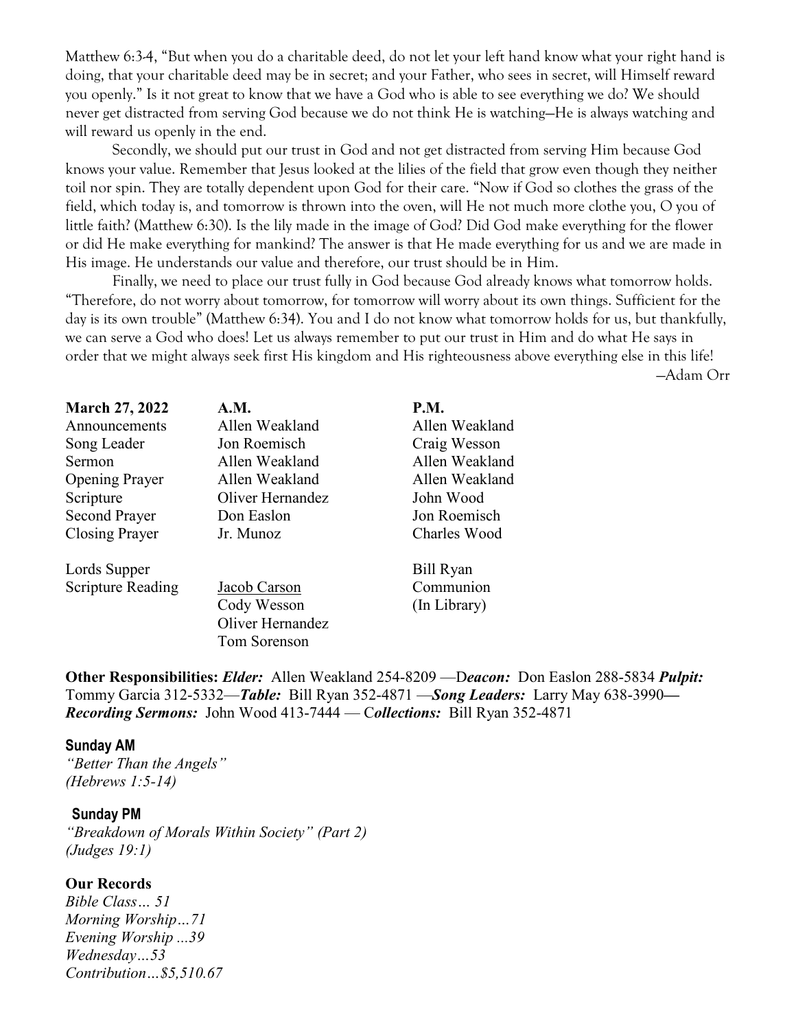Matthew 6:3-4, "But when you do a charitable deed, do not let your left hand know what your right hand is doing, that your charitable deed may be in secret; and your Father, who sees in secret, will Himself reward you openly." Is it not great to know that we have a God who is able to see everything we do? We should never get distracted from serving God because we do not think He is watching—He is always watching and will reward us openly in the end.

Secondly, we should put our trust in God and not get distracted from serving Him because God knows your value. Remember that Jesus looked at the lilies of the field that grow even though they neither toil nor spin. They are totally dependent upon God for their care. "Now if God so clothes the grass of the field, which today is, and tomorrow is thrown into the oven, will He not much more clothe you, O you of little faith? (Matthew 6:30). Is the lily made in the image of God? Did God make everything for the flower or did He make everything for mankind? The answer is that He made everything for us and we are made in His image. He understands our value and therefore, our trust should be in Him.

Finally, we need to place our trust fully in God because God already knows what tomorrow holds. "Therefore, do not worry about tomorrow, for tomorrow will worry about its own things. Sufficient for the day is its own trouble" (Matthew 6:34). You and I do not know what tomorrow holds for us, but thankfully, we can serve a God who does! Let us always remember to put our trust in Him and do what He says in order that we might always seek first His kingdom and His righteousness above everything else in this life!

—Adam Orr

| **March 27, 2022** | **A.M.** | **P.M.** |
|---|---|---|
| Announcements | Allen Weakland | Allen Weakland |
| Song Leader | Jon Roemisch | Craig Wesson |
| Sermon | Allen Weakland | Allen Weakland |
| Opening Prayer | Allen Weakland | Allen Weakland |
| Scripture | Oliver Hernandez | John Wood |
| Second Prayer | Don Easlon | Jon Roemisch |
| Closing Prayer | Jr. Munoz | Charles Wood |
| | | |
| Lords Supper | | Bill Ryan |
| Scripture Reading | Jacob Carson | Communion |
| | Cody Wesson | (In Library) |
| | Oliver Hernandez | |
| | Tom Sorenson | |

**Other Responsibilities:** ***Elder:*** Allen Weakland 254-8209 —***Deacon:*** Don Easlon 288-5834 ***Pulpit:*** Tommy Garcia 312-5332—***Table:*** Bill Ryan 352-4871 —***Song Leaders:*** Larry May 638-3990— ***Recording Sermons:*** John Wood 413-7444 — ***Collections:*** Bill Ryan 352-4871

**Sunday AM**

*"Better Than the Angels"*
*(Hebrews 1:5-14)*

**Sunday PM**

*"Breakdown of Morals Within Society" (Part 2)*
*(Judges 19:1)*

**Our Records**

*Bible Class… 51*
*Morning Worship…71*
*Evening Worship …39*
*Wednesday…53*
*Contribution…$5,510.67*